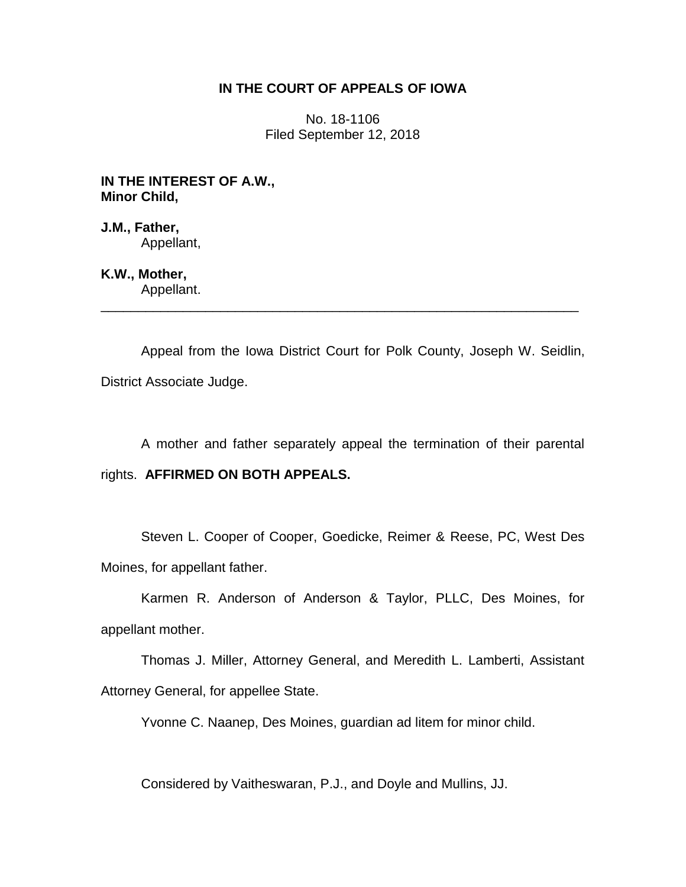**IN THE COURT OF APPEALS OF IOWA**

No. 18-1106
Filed September 12, 2018

**IN THE INTEREST OF A.W.,**
**Minor Child,**

**J.M., Father,**
Appellant,

**K.W., Mother,**
Appellant.

---

Appeal from the Iowa District Court for Polk County, Joseph W. Seidlin, District Associate Judge.

A mother and father separately appeal the termination of their parental rights. **AFFIRMED ON BOTH APPEALS.**

Steven L. Cooper of Cooper, Goedicke, Reimer & Reese, PC, West Des Moines, for appellant father.

Karmen R. Anderson of Anderson & Taylor, PLLC, Des Moines, for appellant mother.

Thomas J. Miller, Attorney General, and Meredith L. Lamberti, Assistant Attorney General, for appellee State.

Yvonne C. Naanep, Des Moines, guardian ad litem for minor child.

Considered by Vaitheswaran, P.J., and Doyle and Mullins, JJ.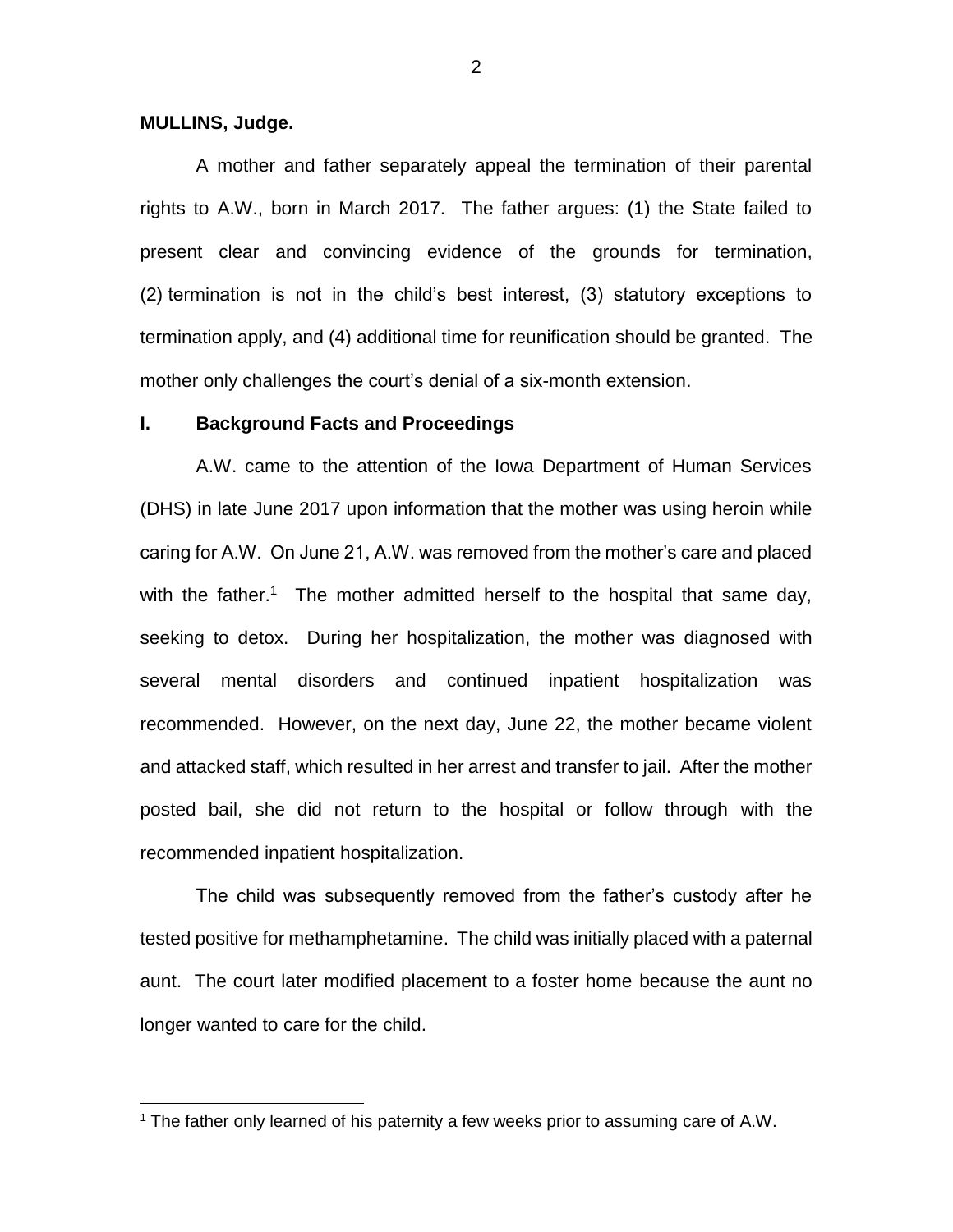**MULLINS, Judge.**

A mother and father separately appeal the termination of their parental rights to A.W., born in March 2017. The father argues: (1) the State failed to present clear and convincing evidence of the grounds for termination, (2) termination is not in the child's best interest, (3) statutory exceptions to termination apply, and (4) additional time for reunification should be granted. The mother only challenges the court's denial of a six-month extension.

## I. Background Facts and Proceedings

A.W. came to the attention of the Iowa Department of Human Services (DHS) in late June 2017 upon information that the mother was using heroin while caring for A.W. On June 21, A.W. was removed from the mother's care and placed with the father.[1] The mother admitted herself to the hospital that same day, seeking to detox. During her hospitalization, the mother was diagnosed with several mental disorders and continued inpatient hospitalization was recommended. However, on the next day, June 22, the mother became violent and attacked staff, which resulted in her arrest and transfer to jail. After the mother posted bail, she did not return to the hospital or follow through with the recommended inpatient hospitalization.

The child was subsequently removed from the father's custody after he tested positive for methamphetamine. The child was initially placed with a paternal aunt. The court later modified placement to a foster home because the aunt no longer wanted to care for the child.

[1] The father only learned of his paternity a few weeks prior to assuming care of A.W.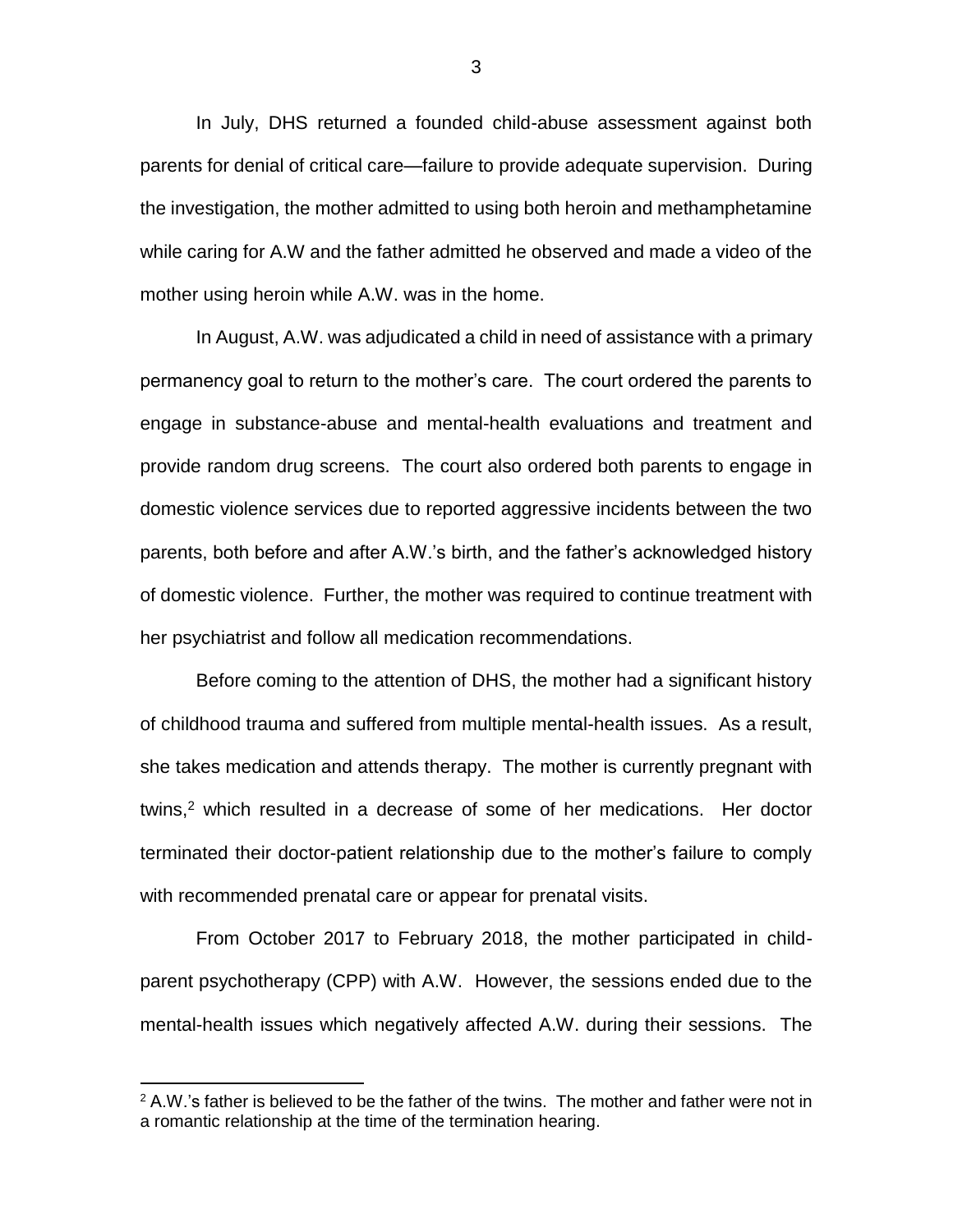In July, DHS returned a founded child-abuse assessment against both parents for denial of critical care—failure to provide adequate supervision. During the investigation, the mother admitted to using both heroin and methamphetamine while caring for A.W and the father admitted he observed and made a video of the mother using heroin while A.W. was in the home.

In August, A.W. was adjudicated a child in need of assistance with a primary permanency goal to return to the mother's care. The court ordered the parents to engage in substance-abuse and mental-health evaluations and treatment and provide random drug screens. The court also ordered both parents to engage in domestic violence services due to reported aggressive incidents between the two parents, both before and after A.W.'s birth, and the father's acknowledged history of domestic violence. Further, the mother was required to continue treatment with her psychiatrist and follow all medication recommendations.

Before coming to the attention of DHS, the mother had a significant history of childhood trauma and suffered from multiple mental-health issues. As a result, she takes medication and attends therapy. The mother is currently pregnant with twins,[2] which resulted in a decrease of some of her medications. Her doctor terminated their doctor-patient relationship due to the mother's failure to comply with recommended prenatal care or appear for prenatal visits.

From October 2017 to February 2018, the mother participated in child-parent psychotherapy (CPP) with A.W. However, the sessions ended due to the mental-health issues which negatively affected A.W. during their sessions. The

[2] A.W.'s father is believed to be the father of the twins. The mother and father were not in a romantic relationship at the time of the termination hearing.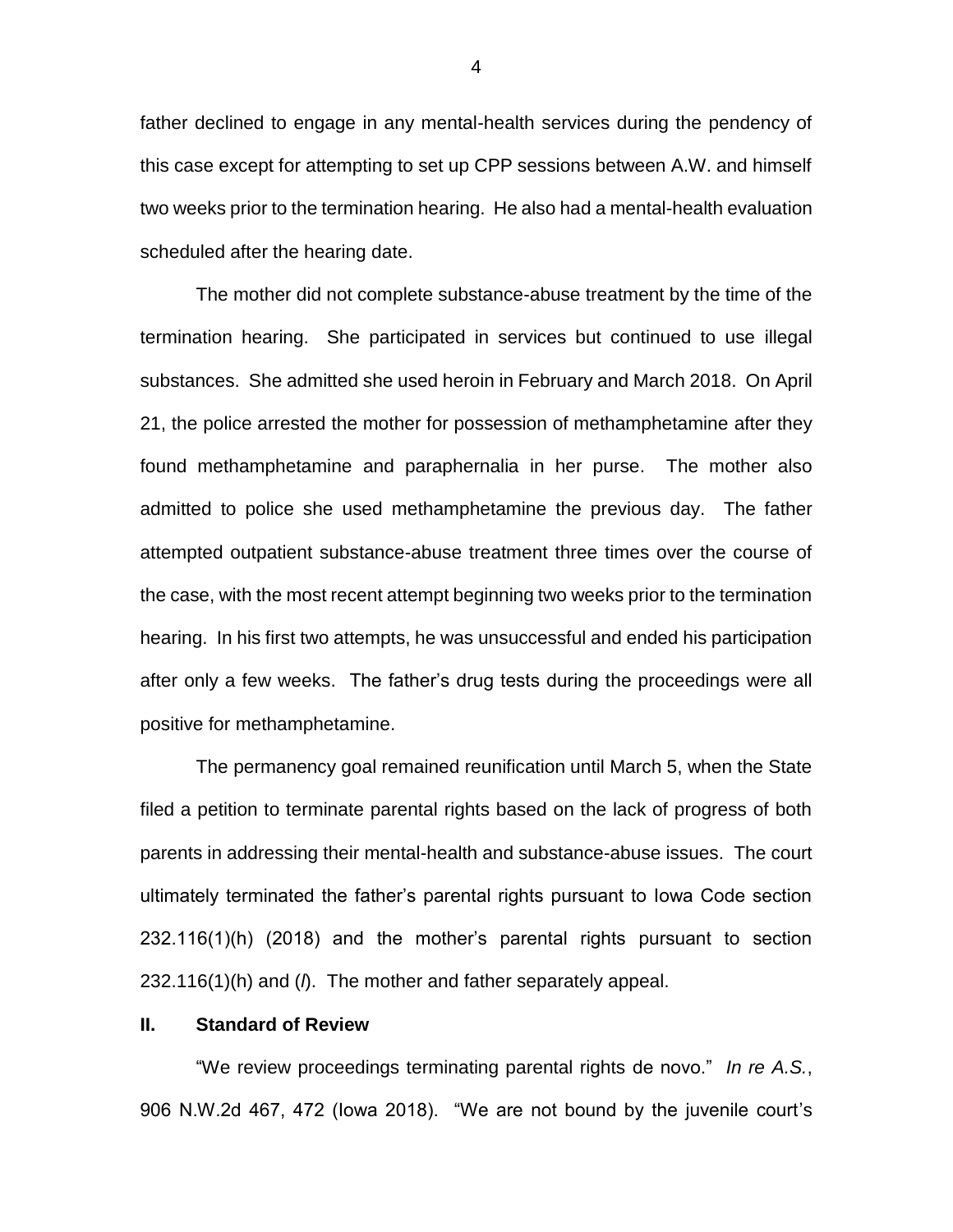father declined to engage in any mental-health services during the pendency of this case except for attempting to set up CPP sessions between A.W. and himself two weeks prior to the termination hearing. He also had a mental-health evaluation scheduled after the hearing date.

The mother did not complete substance-abuse treatment by the time of the termination hearing. She participated in services but continued to use illegal substances. She admitted she used heroin in February and March 2018. On April 21, the police arrested the mother for possession of methamphetamine after they found methamphetamine and paraphernalia in her purse. The mother also admitted to police she used methamphetamine the previous day. The father attempted outpatient substance-abuse treatment three times over the course of the case, with the most recent attempt beginning two weeks prior to the termination hearing. In his first two attempts, he was unsuccessful and ended his participation after only a few weeks. The father's drug tests during the proceedings were all positive for methamphetamine.

The permanency goal remained reunification until March 5, when the State filed a petition to terminate parental rights based on the lack of progress of both parents in addressing their mental-health and substance-abuse issues. The court ultimately terminated the father's parental rights pursuant to Iowa Code section 232.116(1)(h) (2018) and the mother's parental rights pursuant to section 232.116(1)(h) and (*l*). The mother and father separately appeal.

## II. Standard of Review

"We review proceedings terminating parental rights de novo." *In re A.S.*, 906 N.W.2d 467, 472 (Iowa 2018). "We are not bound by the juvenile court's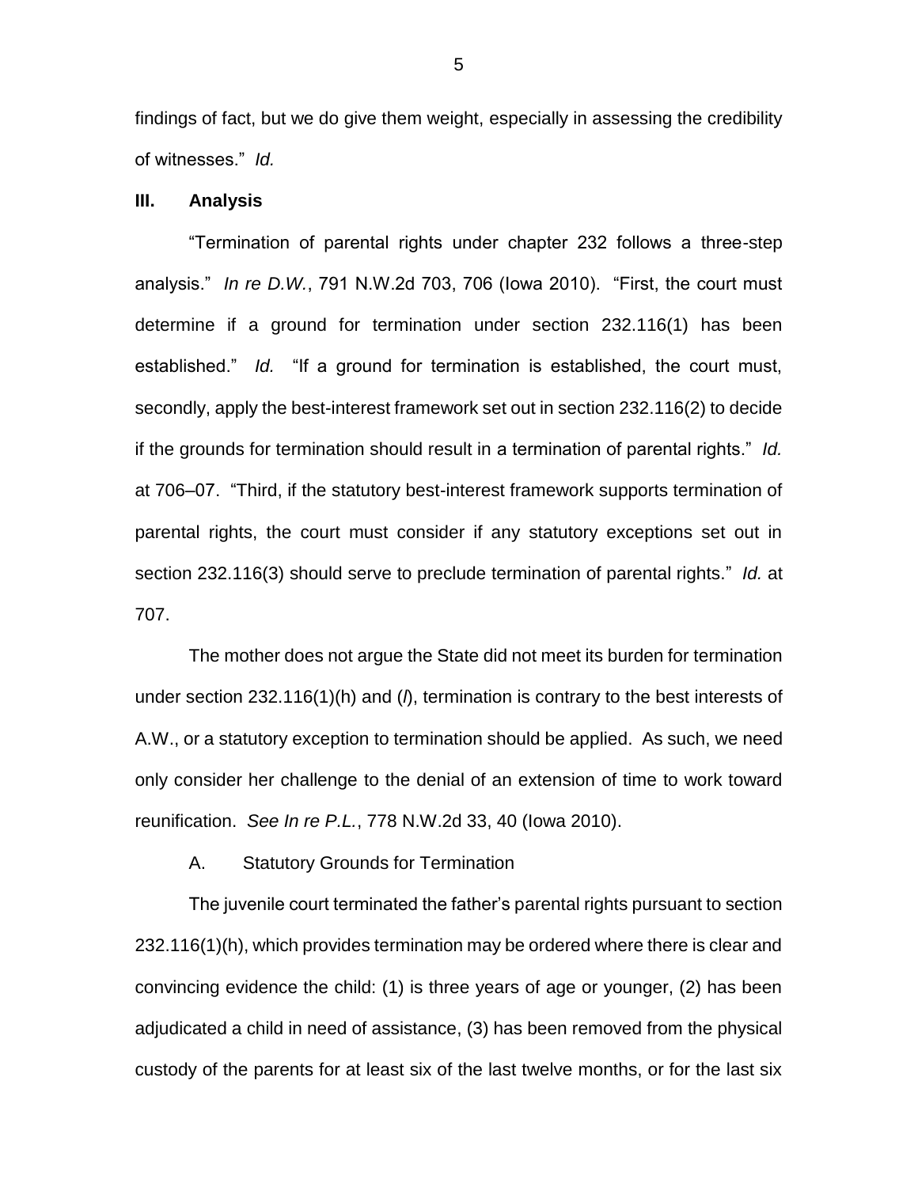findings of fact, but we do give them weight, especially in assessing the credibility of witnesses." *Id.*

## III. Analysis

"Termination of parental rights under chapter 232 follows a three-step analysis." *In re D.W.*, 791 N.W.2d 703, 706 (Iowa 2010). "First, the court must determine if a ground for termination under section 232.116(1) has been established." *Id.* "If a ground for termination is established, the court must, secondly, apply the best-interest framework set out in section 232.116(2) to decide if the grounds for termination should result in a termination of parental rights." *Id.* at 706–07. "Third, if the statutory best-interest framework supports termination of parental rights, the court must consider if any statutory exceptions set out in section 232.116(3) should serve to preclude termination of parental rights." *Id.* at 707.

The mother does not argue the State did not meet its burden for termination under section 232.116(1)(h) and (*l*), termination is contrary to the best interests of A.W., or a statutory exception to termination should be applied. As such, we need only consider her challenge to the denial of an extension of time to work toward reunification. *See In re P.L.*, 778 N.W.2d 33, 40 (Iowa 2010).

### A. Statutory Grounds for Termination

The juvenile court terminated the father's parental rights pursuant to section 232.116(1)(h), which provides termination may be ordered where there is clear and convincing evidence the child: (1) is three years of age or younger, (2) has been adjudicated a child in need of assistance, (3) has been removed from the physical custody of the parents for at least six of the last twelve months, or for the last six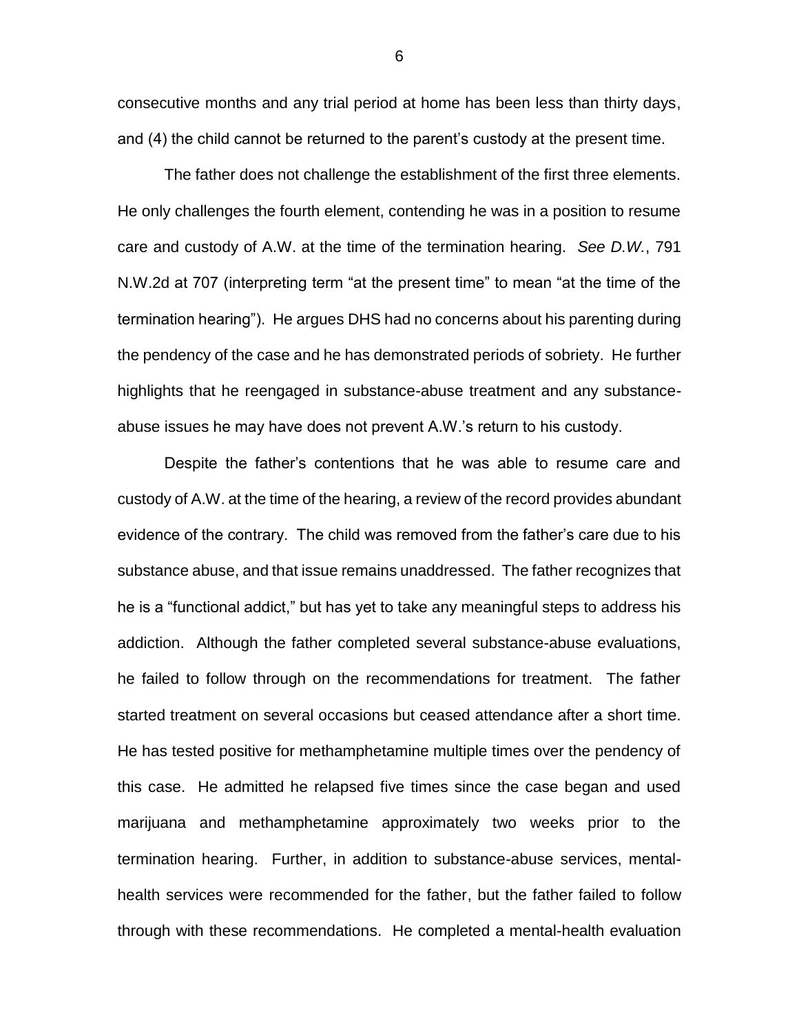consecutive months and any trial period at home has been less than thirty days, and (4) the child cannot be returned to the parent's custody at the present time.

The father does not challenge the establishment of the first three elements. He only challenges the fourth element, contending he was in a position to resume care and custody of A.W. at the time of the termination hearing. *See D.W.*, 791 N.W.2d at 707 (interpreting term "at the present time" to mean "at the time of the termination hearing"). He argues DHS had no concerns about his parenting during the pendency of the case and he has demonstrated periods of sobriety. He further highlights that he reengaged in substance-abuse treatment and any substance-abuse issues he may have does not prevent A.W.'s return to his custody.

Despite the father's contentions that he was able to resume care and custody of A.W. at the time of the hearing, a review of the record provides abundant evidence of the contrary. The child was removed from the father's care due to his substance abuse, and that issue remains unaddressed. The father recognizes that he is a "functional addict," but has yet to take any meaningful steps to address his addiction. Although the father completed several substance-abuse evaluations, he failed to follow through on the recommendations for treatment. The father started treatment on several occasions but ceased attendance after a short time. He has tested positive for methamphetamine multiple times over the pendency of this case. He admitted he relapsed five times since the case began and used marijuana and methamphetamine approximately two weeks prior to the termination hearing. Further, in addition to substance-abuse services, mental-health services were recommended for the father, but the father failed to follow through with these recommendations. He completed a mental-health evaluation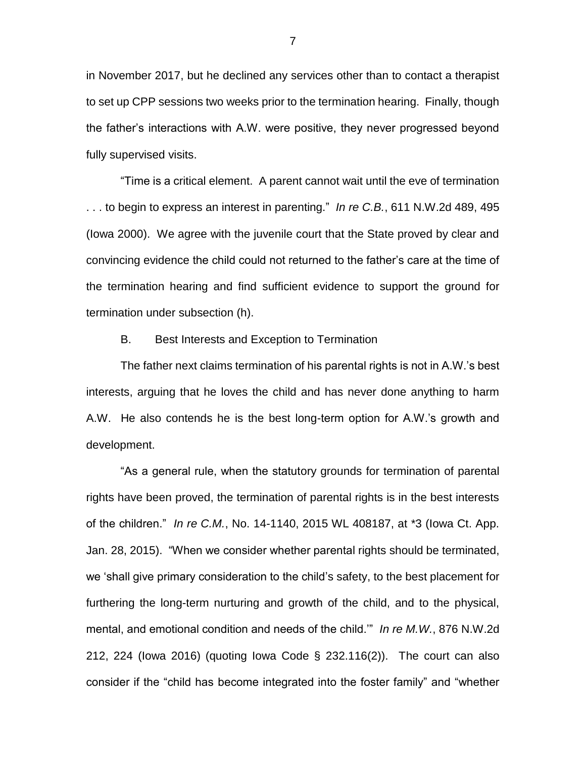in November 2017, but he declined any services other than to contact a therapist to set up CPP sessions two weeks prior to the termination hearing. Finally, though the father's interactions with A.W. were positive, they never progressed beyond fully supervised visits.

"Time is a critical element. A parent cannot wait until the eve of termination . . . to begin to express an interest in parenting." *In re C.B.*, 611 N.W.2d 489, 495 (Iowa 2000). We agree with the juvenile court that the State proved by clear and convincing evidence the child could not returned to the father's care at the time of the termination hearing and find sufficient evidence to support the ground for termination under subsection (h).

B. Best Interests and Exception to Termination

The father next claims termination of his parental rights is not in A.W.'s best interests, arguing that he loves the child and has never done anything to harm A.W. He also contends he is the best long-term option for A.W.'s growth and development.

"As a general rule, when the statutory grounds for termination of parental rights have been proved, the termination of parental rights is in the best interests of the children." *In re C.M.*, No. 14-1140, 2015 WL 408187, at *3 (Iowa Ct. App. Jan. 28, 2015). "When we consider whether parental rights should be terminated, we 'shall give primary consideration to the child's safety, to the best placement for furthering the long-term nurturing and growth of the child, and to the physical, mental, and emotional condition and needs of the child.'" *In re M.W.*, 876 N.W.2d 212, 224 (Iowa 2016) (quoting Iowa Code § 232.116(2)). The court can also consider if the "child has become integrated into the foster family" and "whether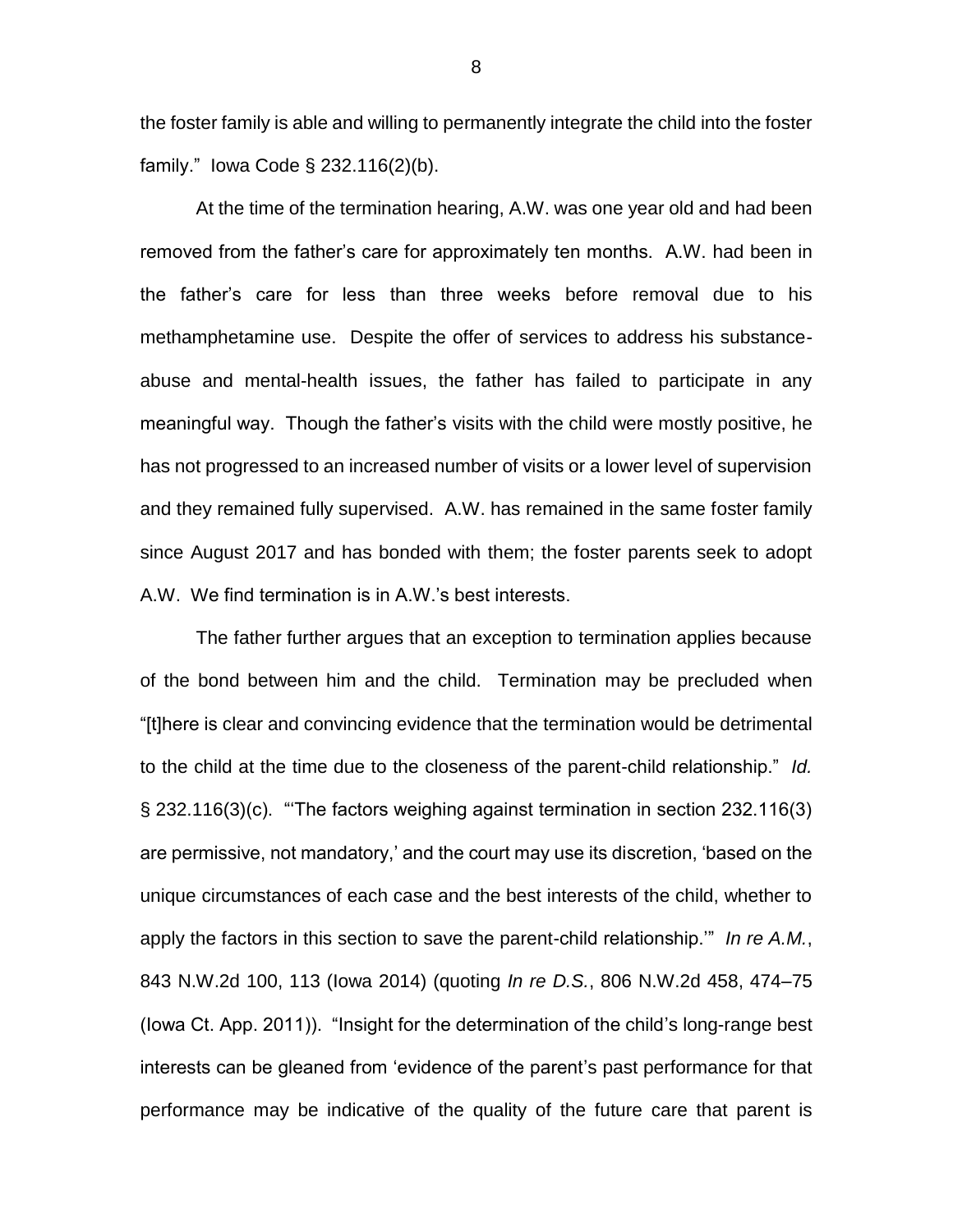the foster family is able and willing to permanently integrate the child into the foster family." Iowa Code § 232.116(2)(b).

At the time of the termination hearing, A.W. was one year old and had been removed from the father's care for approximately ten months. A.W. had been in the father's care for less than three weeks before removal due to his methamphetamine use. Despite the offer of services to address his substance-abuse and mental-health issues, the father has failed to participate in any meaningful way. Though the father's visits with the child were mostly positive, he has not progressed to an increased number of visits or a lower level of supervision and they remained fully supervised. A.W. has remained in the same foster family since August 2017 and has bonded with them; the foster parents seek to adopt A.W. We find termination is in A.W.'s best interests.

The father further argues that an exception to termination applies because of the bond between him and the child. Termination may be precluded when "[t]here is clear and convincing evidence that the termination would be detrimental to the child at the time due to the closeness of the parent-child relationship." *Id.* § 232.116(3)(c). "'The factors weighing against termination in section 232.116(3) are permissive, not mandatory,' and the court may use its discretion, 'based on the unique circumstances of each case and the best interests of the child, whether to apply the factors in this section to save the parent-child relationship.'" *In re A.M.*, 843 N.W.2d 100, 113 (Iowa 2014) (quoting *In re D.S.*, 806 N.W.2d 458, 474–75 (Iowa Ct. App. 2011)). "Insight for the determination of the child's long-range best interests can be gleaned from 'evidence of the parent's past performance for that performance may be indicative of the quality of the future care that parent is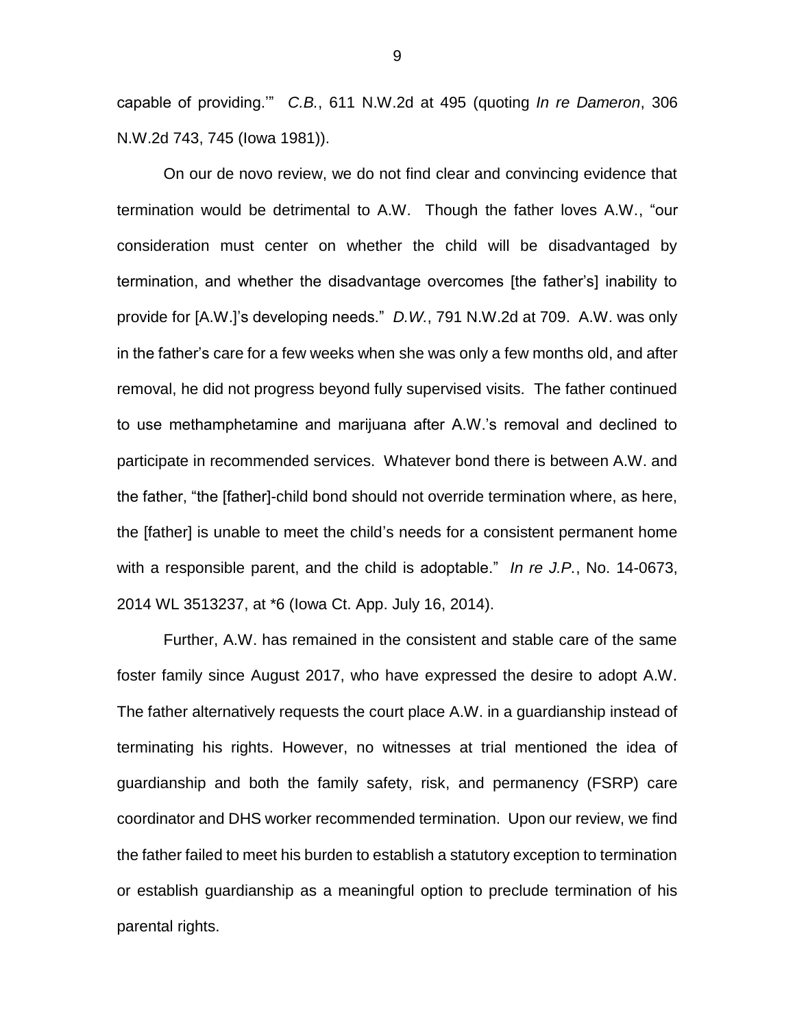capable of providing.'" *C.B.*, 611 N.W.2d at 495 (quoting *In re Dameron*, 306 N.W.2d 743, 745 (Iowa 1981)).

On our de novo review, we do not find clear and convincing evidence that termination would be detrimental to A.W. Though the father loves A.W., "our consideration must center on whether the child will be disadvantaged by termination, and whether the disadvantage overcomes [the father's] inability to provide for [A.W.]'s developing needs." *D.W.*, 791 N.W.2d at 709. A.W. was only in the father's care for a few weeks when she was only a few months old, and after removal, he did not progress beyond fully supervised visits. The father continued to use methamphetamine and marijuana after A.W.'s removal and declined to participate in recommended services. Whatever bond there is between A.W. and the father, "the [father]-child bond should not override termination where, as here, the [father] is unable to meet the child's needs for a consistent permanent home with a responsible parent, and the child is adoptable." *In re J.P.*, No. 14-0673, 2014 WL 3513237, at *6 (Iowa Ct. App. July 16, 2014).

Further, A.W. has remained in the consistent and stable care of the same foster family since August 2017, who have expressed the desire to adopt A.W. The father alternatively requests the court place A.W. in a guardianship instead of terminating his rights. However, no witnesses at trial mentioned the idea of guardianship and both the family safety, risk, and permanency (FSRP) care coordinator and DHS worker recommended termination. Upon our review, we find the father failed to meet his burden to establish a statutory exception to termination or establish guardianship as a meaningful option to preclude termination of his parental rights.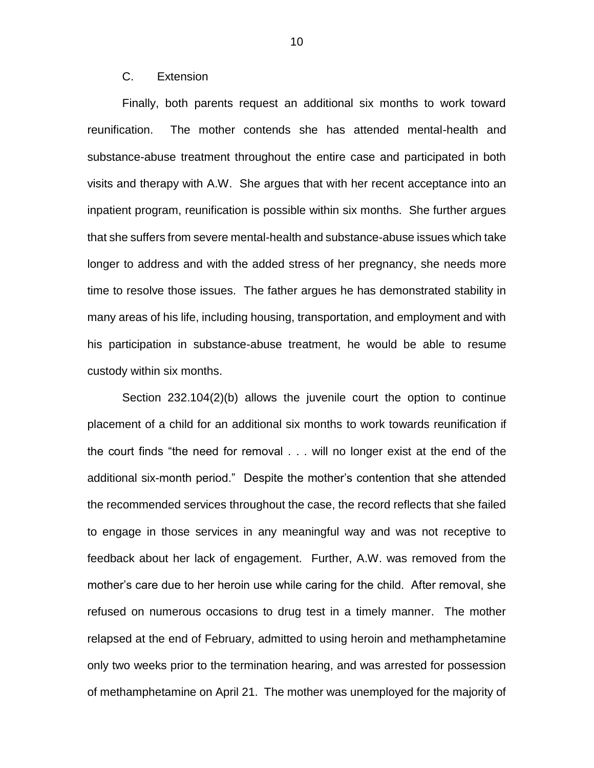### C. Extension

Finally, both parents request an additional six months to work toward reunification. The mother contends she has attended mental-health and substance-abuse treatment throughout the entire case and participated in both visits and therapy with A.W. She argues that with her recent acceptance into an inpatient program, reunification is possible within six months. She further argues that she suffers from severe mental-health and substance-abuse issues which take longer to address and with the added stress of her pregnancy, she needs more time to resolve those issues. The father argues he has demonstrated stability in many areas of his life, including housing, transportation, and employment and with his participation in substance-abuse treatment, he would be able to resume custody within six months.

Section 232.104(2)(b) allows the juvenile court the option to continue placement of a child for an additional six months to work towards reunification if the court finds "the need for removal . . . will no longer exist at the end of the additional six-month period." Despite the mother's contention that she attended the recommended services throughout the case, the record reflects that she failed to engage in those services in any meaningful way and was not receptive to feedback about her lack of engagement. Further, A.W. was removed from the mother's care due to her heroin use while caring for the child. After removal, she refused on numerous occasions to drug test in a timely manner. The mother relapsed at the end of February, admitted to using heroin and methamphetamine only two weeks prior to the termination hearing, and was arrested for possession of methamphetamine on April 21. The mother was unemployed for the majority of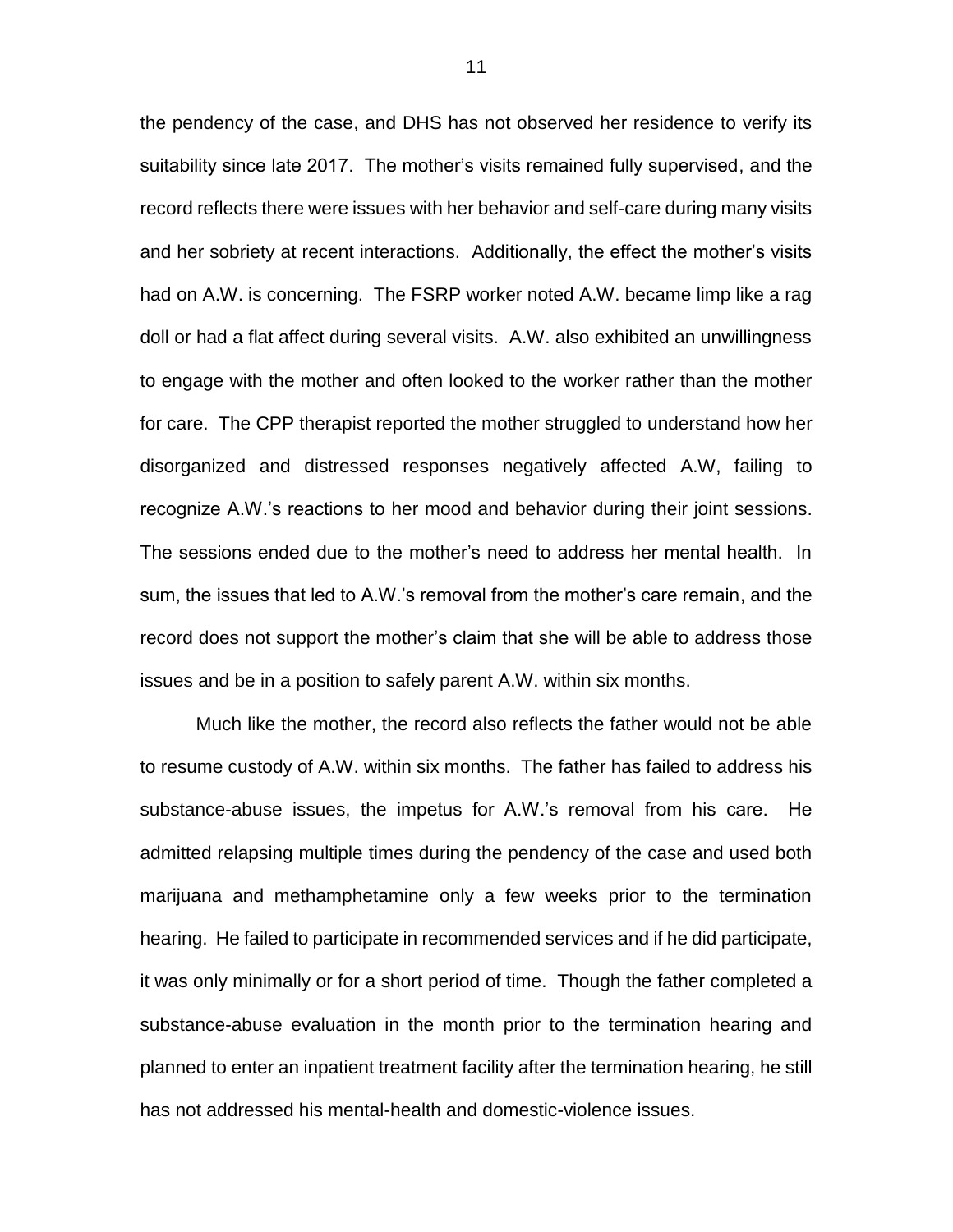the pendency of the case, and DHS has not observed her residence to verify its suitability since late 2017. The mother's visits remained fully supervised, and the record reflects there were issues with her behavior and self-care during many visits and her sobriety at recent interactions. Additionally, the effect the mother's visits had on A.W. is concerning. The FSRP worker noted A.W. became limp like a rag doll or had a flat affect during several visits. A.W. also exhibited an unwillingness to engage with the mother and often looked to the worker rather than the mother for care. The CPP therapist reported the mother struggled to understand how her disorganized and distressed responses negatively affected A.W, failing to recognize A.W.'s reactions to her mood and behavior during their joint sessions. The sessions ended due to the mother's need to address her mental health. In sum, the issues that led to A.W.'s removal from the mother's care remain, and the record does not support the mother's claim that she will be able to address those issues and be in a position to safely parent A.W. within six months.

Much like the mother, the record also reflects the father would not be able to resume custody of A.W. within six months. The father has failed to address his substance-abuse issues, the impetus for A.W.'s removal from his care. He admitted relapsing multiple times during the pendency of the case and used both marijuana and methamphetamine only a few weeks prior to the termination hearing. He failed to participate in recommended services and if he did participate, it was only minimally or for a short period of time. Though the father completed a substance-abuse evaluation in the month prior to the termination hearing and planned to enter an inpatient treatment facility after the termination hearing, he still has not addressed his mental-health and domestic-violence issues.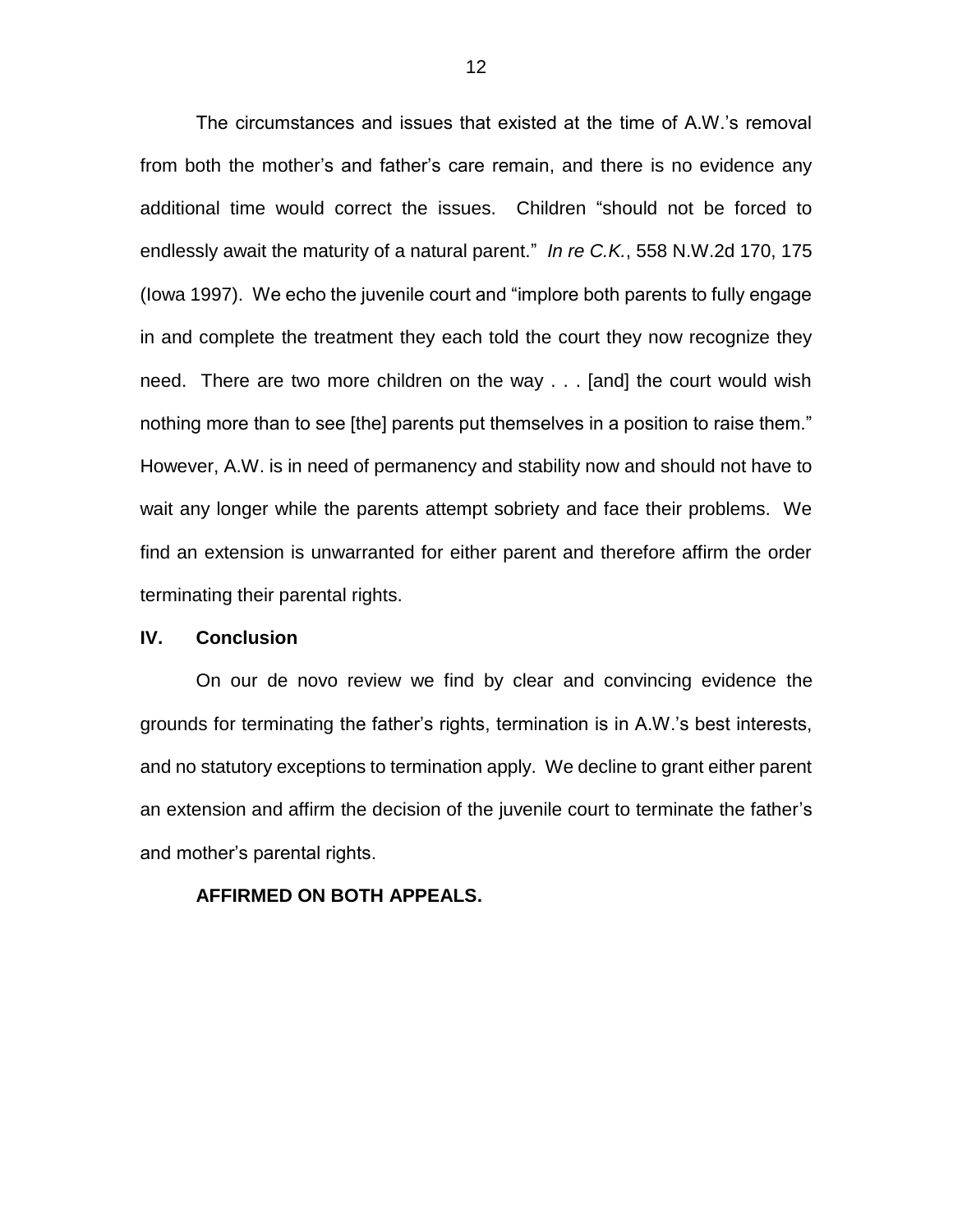The circumstances and issues that existed at the time of A.W.'s removal from both the mother's and father's care remain, and there is no evidence any additional time would correct the issues. Children "should not be forced to endlessly await the maturity of a natural parent." *In re C.K.*, 558 N.W.2d 170, 175 (Iowa 1997). We echo the juvenile court and "implore both parents to fully engage in and complete the treatment they each told the court they now recognize they need. There are two more children on the way . . . [and] the court would wish nothing more than to see [the] parents put themselves in a position to raise them." However, A.W. is in need of permanency and stability now and should not have to wait any longer while the parents attempt sobriety and face their problems. We find an extension is unwarranted for either parent and therefore affirm the order terminating their parental rights.

## IV. Conclusion

On our de novo review we find by clear and convincing evidence the grounds for terminating the father's rights, termination is in A.W.'s best interests, and no statutory exceptions to termination apply. We decline to grant either parent an extension and affirm the decision of the juvenile court to terminate the father's and mother's parental rights.

**AFFIRMED ON BOTH APPEALS.**